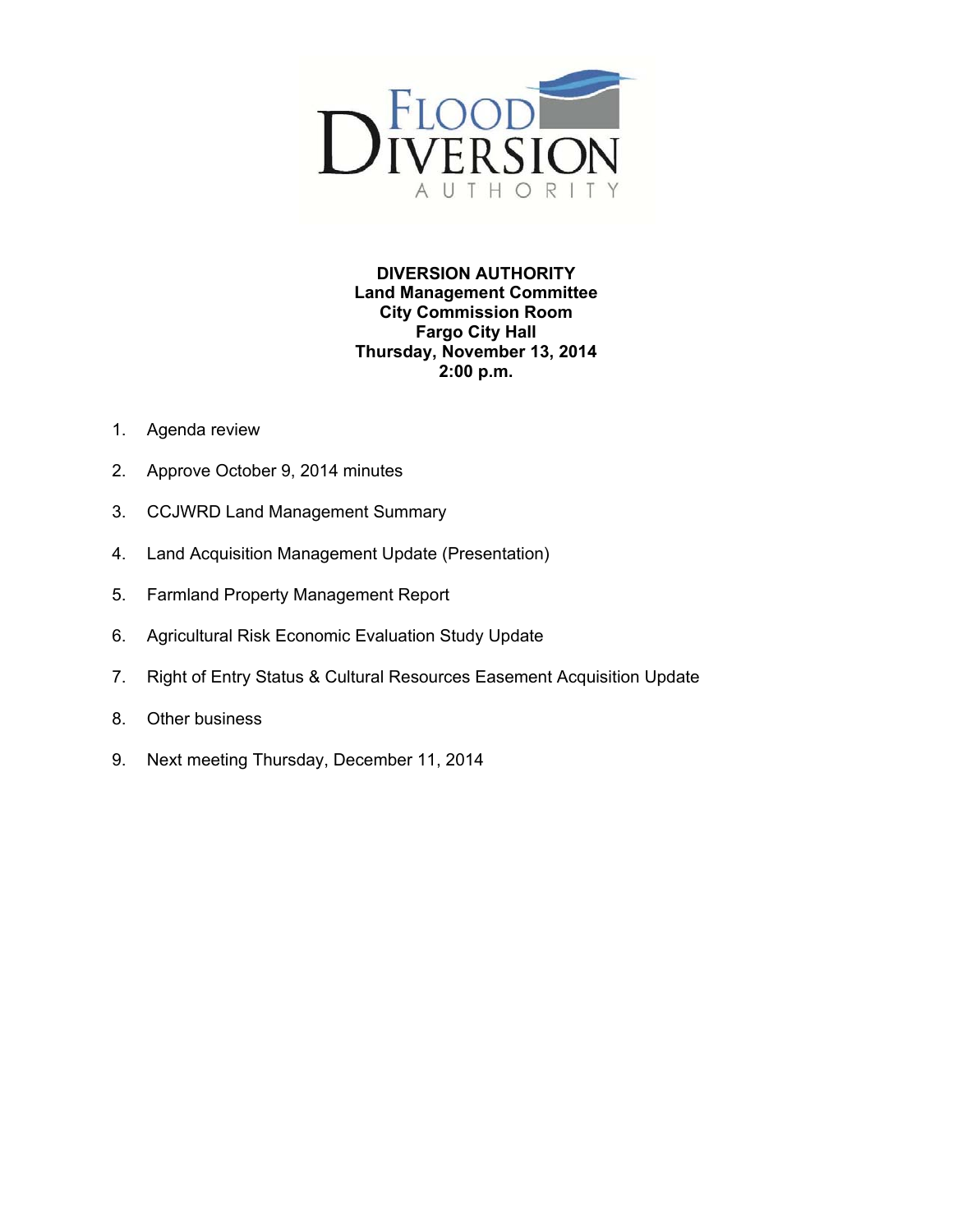# DIVERSION AUTHORITY

**Land Management Committee**
**City Commission Room**
**Fargo City Hall**
**Thursday, November 13, 2014**
**2:00 p.m.**

1. Agenda review
2. Approve October 9, 2014 minutes
3. CCJWRD Land Management Summary
4. Land Acquisition Management Update (Presentation)
5. Farmland Property Management Report
6. Agricultural Risk Economic Evaluation Study Update
7. Right of Entry Status & Cultural Resources Easement Acquisition Update
8. Other business
9. Next meeting Thursday, December 11, 2014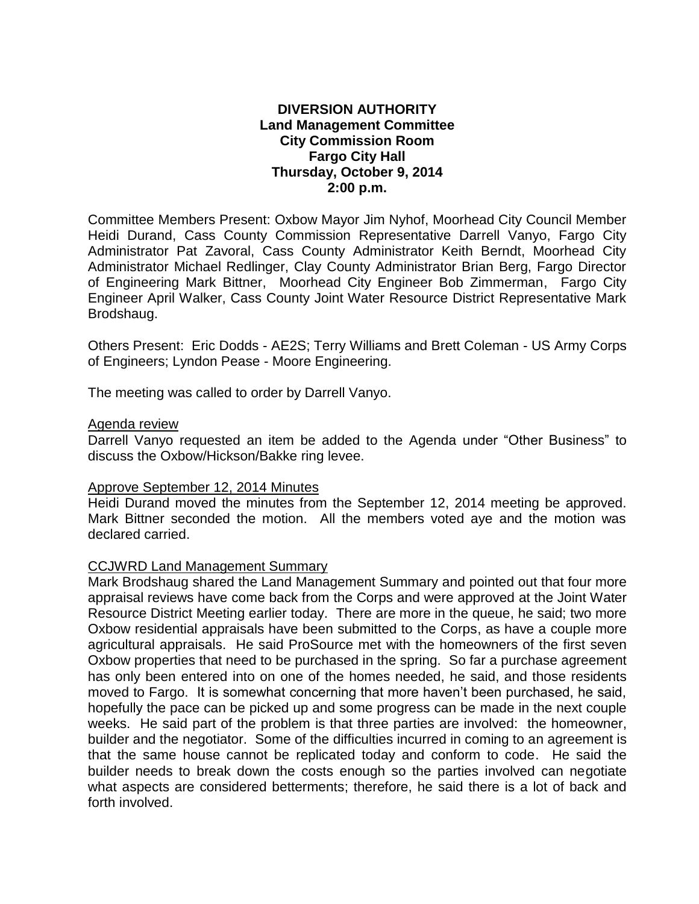**DIVERSION AUTHORITY**
**Land Management Committee**
**City Commission Room**
**Fargo City Hall**
**Thursday, October 9, 2014**
**2:00 p.m.**

Committee Members Present: Oxbow Mayor Jim Nyhof, Moorhead City Council Member Heidi Durand, Cass County Commission Representative Darrell Vanyo, Fargo City Administrator Pat Zavoral, Cass County Administrator Keith Berndt, Moorhead City Administrator Michael Redlinger, Clay County Administrator Brian Berg, Fargo Director of Engineering Mark Bittner, Moorhead City Engineer Bob Zimmerman, Fargo City Engineer April Walker, Cass County Joint Water Resource District Representative Mark Brodshaug.

Others Present: Eric Dodds - AE2S; Terry Williams and Brett Coleman - US Army Corps of Engineers; Lyndon Pease - Moore Engineering.

The meeting was called to order by Darrell Vanyo.

Agenda review

Darrell Vanyo requested an item be added to the Agenda under "Other Business" to discuss the Oxbow/Hickson/Bakke ring levee.

Approve September 12, 2014 Minutes

Heidi Durand moved the minutes from the September 12, 2014 meeting be approved. Mark Bittner seconded the motion. All the members voted aye and the motion was declared carried.

CCJWRD Land Management Summary

Mark Brodshaug shared the Land Management Summary and pointed out that four more appraisal reviews have come back from the Corps and were approved at the Joint Water Resource District Meeting earlier today. There are more in the queue, he said; two more Oxbow residential appraisals have been submitted to the Corps, as have a couple more agricultural appraisals. He said ProSource met with the homeowners of the first seven Oxbow properties that need to be purchased in the spring. So far a purchase agreement has only been entered into on one of the homes needed, he said, and those residents moved to Fargo. It is somewhat concerning that more haven't been purchased, he said, hopefully the pace can be picked up and some progress can be made in the next couple weeks. He said part of the problem is that three parties are involved: the homeowner, builder and the negotiator. Some of the difficulties incurred in coming to an agreement is that the same house cannot be replicated today and conform to code. He said the builder needs to break down the costs enough so the parties involved can negotiate what aspects are considered betterments; therefore, he said there is a lot of back and forth involved.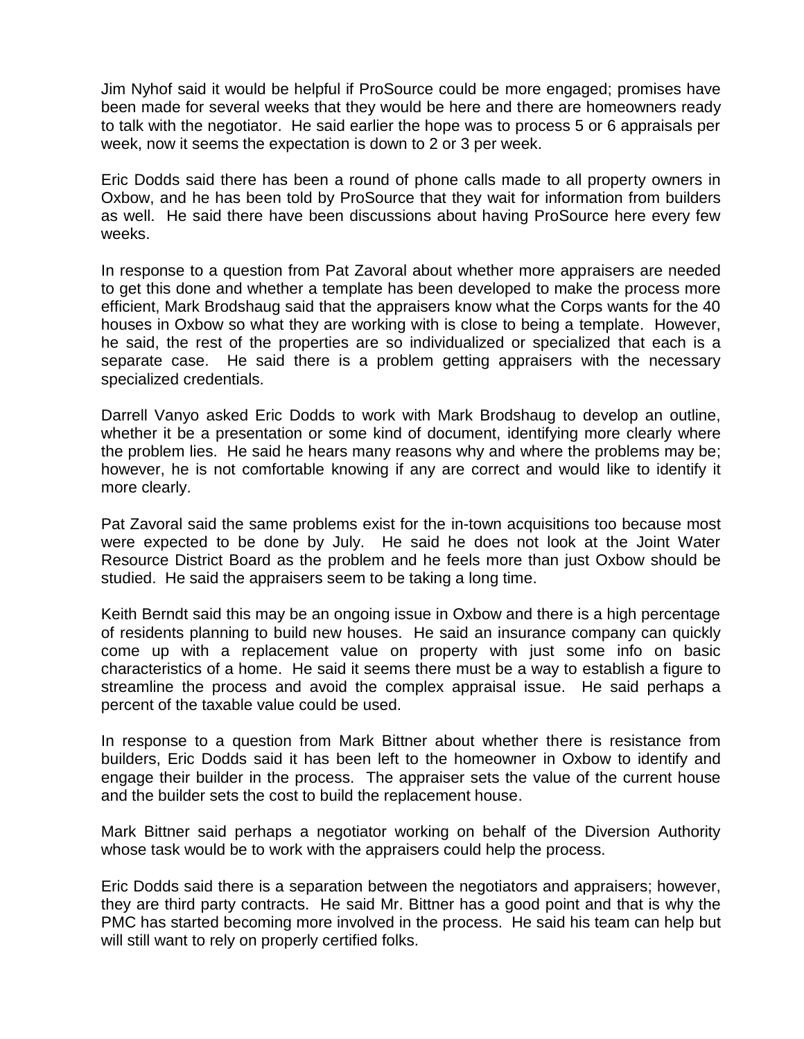Jim Nyhof said it would be helpful if ProSource could be more engaged; promises have been made for several weeks that they would be here and there are homeowners ready to talk with the negotiator. He said earlier the hope was to process 5 or 6 appraisals per week, now it seems the expectation is down to 2 or 3 per week.

Eric Dodds said there has been a round of phone calls made to all property owners in Oxbow, and he has been told by ProSource that they wait for information from builders as well. He said there have been discussions about having ProSource here every few weeks.

In response to a question from Pat Zavoral about whether more appraisers are needed to get this done and whether a template has been developed to make the process more efficient, Mark Brodshaug said that the appraisers know what the Corps wants for the 40 houses in Oxbow so what they are working with is close to being a template. However, he said, the rest of the properties are so individualized or specialized that each is a separate case. He said there is a problem getting appraisers with the necessary specialized credentials.

Darrell Vanyo asked Eric Dodds to work with Mark Brodshaug to develop an outline, whether it be a presentation or some kind of document, identifying more clearly where the problem lies. He said he hears many reasons why and where the problems may be; however, he is not comfortable knowing if any are correct and would like to identify it more clearly.

Pat Zavoral said the same problems exist for the in-town acquisitions too because most were expected to be done by July. He said he does not look at the Joint Water Resource District Board as the problem and he feels more than just Oxbow should be studied. He said the appraisers seem to be taking a long time.

Keith Berndt said this may be an ongoing issue in Oxbow and there is a high percentage of residents planning to build new houses. He said an insurance company can quickly come up with a replacement value on property with just some info on basic characteristics of a home. He said it seems there must be a way to establish a figure to streamline the process and avoid the complex appraisal issue. He said perhaps a percent of the taxable value could be used.

In response to a question from Mark Bittner about whether there is resistance from builders, Eric Dodds said it has been left to the homeowner in Oxbow to identify and engage their builder in the process. The appraiser sets the value of the current house and the builder sets the cost to build the replacement house.

Mark Bittner said perhaps a negotiator working on behalf of the Diversion Authority whose task would be to work with the appraisers could help the process.

Eric Dodds said there is a separation between the negotiators and appraisers; however, they are third party contracts. He said Mr. Bittner has a good point and that is why the PMC has started becoming more involved in the process. He said his team can help but will still want to rely on properly certified folks.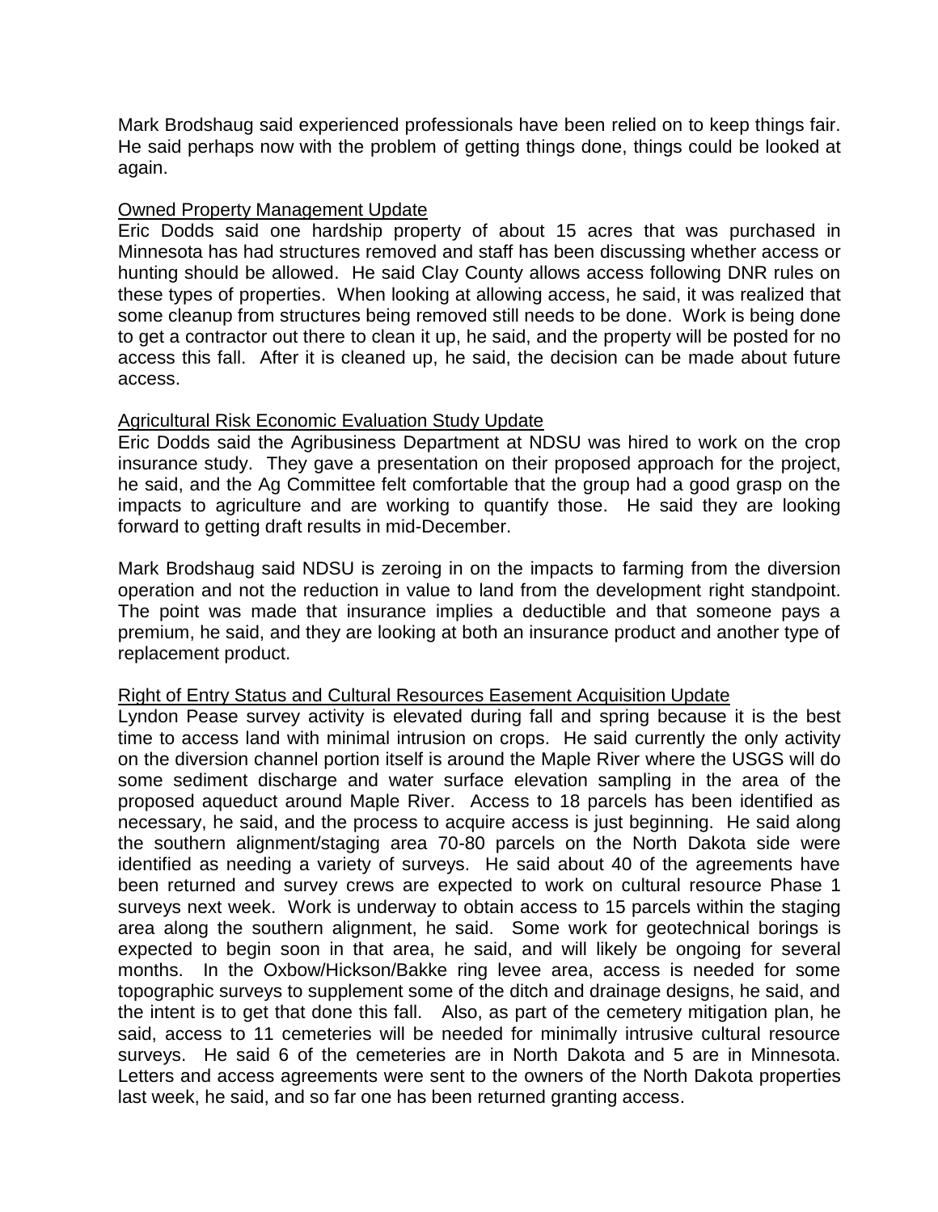Mark Brodshaug said experienced professionals have been relied on to keep things fair. He said perhaps now with the problem of getting things done, things could be looked at again.

<u>Owned Property Management Update</u>

Eric Dodds said one hardship property of about 15 acres that was purchased in Minnesota has had structures removed and staff has been discussing whether access or hunting should be allowed. He said Clay County allows access following DNR rules on these types of properties. When looking at allowing access, he said, it was realized that some cleanup from structures being removed still needs to be done. Work is being done to get a contractor out there to clean it up, he said, and the property will be posted for no access this fall. After it is cleaned up, he said, the decision can be made about future access.

<u>Agricultural Risk Economic Evaluation Study Update</u>

Eric Dodds said the Agribusiness Department at NDSU was hired to work on the crop insurance study. They gave a presentation on their proposed approach for the project, he said, and the Ag Committee felt comfortable that the group had a good grasp on the impacts to agriculture and are working to quantify those. He said they are looking forward to getting draft results in mid-December.

Mark Brodshaug said NDSU is zeroing in on the impacts to farming from the diversion operation and not the reduction in value to land from the development right standpoint. The point was made that insurance implies a deductible and that someone pays a premium, he said, and they are looking at both an insurance product and another type of replacement product.

<u>Right of Entry Status and Cultural Resources Easement Acquisition Update</u>

Lyndon Pease survey activity is elevated during fall and spring because it is the best time to access land with minimal intrusion on crops. He said currently the only activity on the diversion channel portion itself is around the Maple River where the USGS will do some sediment discharge and water surface elevation sampling in the area of the proposed aqueduct around Maple River. Access to 18 parcels has been identified as necessary, he said, and the process to acquire access is just beginning. He said along the southern alignment/staging area 70-80 parcels on the North Dakota side were identified as needing a variety of surveys. He said about 40 of the agreements have been returned and survey crews are expected to work on cultural resource Phase 1 surveys next week. Work is underway to obtain access to 15 parcels within the staging area along the southern alignment, he said. Some work for geotechnical borings is expected to begin soon in that area, he said, and will likely be ongoing for several months. In the Oxbow/Hickson/Bakke ring levee area, access is needed for some topographic surveys to supplement some of the ditch and drainage designs, he said, and the intent is to get that done this fall. Also, as part of the cemetery mitigation plan, he said, access to 11 cemeteries will be needed for minimally intrusive cultural resource surveys. He said 6 of the cemeteries are in North Dakota and 5 are in Minnesota. Letters and access agreements were sent to the owners of the North Dakota properties last week, he said, and so far one has been returned granting access.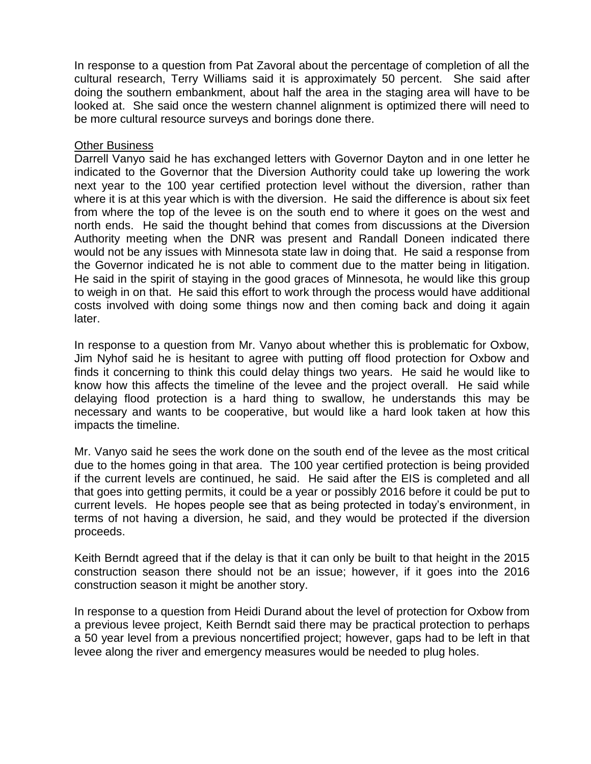In response to a question from Pat Zavoral about the percentage of completion of all the cultural research, Terry Williams said it is approximately 50 percent. She said after doing the southern embankment, about half the area in the staging area will have to be looked at. She said once the western channel alignment is optimized there will need to be more cultural resource surveys and borings done there.

Other Business

Darrell Vanyo said he has exchanged letters with Governor Dayton and in one letter he indicated to the Governor that the Diversion Authority could take up lowering the work next year to the 100 year certified protection level without the diversion, rather than where it is at this year which is with the diversion. He said the difference is about six feet from where the top of the levee is on the south end to where it goes on the west and north ends. He said the thought behind that comes from discussions at the Diversion Authority meeting when the DNR was present and Randall Doneen indicated there would not be any issues with Minnesota state law in doing that. He said a response from the Governor indicated he is not able to comment due to the matter being in litigation. He said in the spirit of staying in the good graces of Minnesota, he would like this group to weigh in on that. He said this effort to work through the process would have additional costs involved with doing some things now and then coming back and doing it again later.

In response to a question from Mr. Vanyo about whether this is problematic for Oxbow, Jim Nyhof said he is hesitant to agree with putting off flood protection for Oxbow and finds it concerning to think this could delay things two years. He said he would like to know how this affects the timeline of the levee and the project overall. He said while delaying flood protection is a hard thing to swallow, he understands this may be necessary and wants to be cooperative, but would like a hard look taken at how this impacts the timeline.

Mr. Vanyo said he sees the work done on the south end of the levee as the most critical due to the homes going in that area. The 100 year certified protection is being provided if the current levels are continued, he said. He said after the EIS is completed and all that goes into getting permits, it could be a year or possibly 2016 before it could be put to current levels. He hopes people see that as being protected in today's environment, in terms of not having a diversion, he said, and they would be protected if the diversion proceeds.

Keith Berndt agreed that if the delay is that it can only be built to that height in the 2015 construction season there should not be an issue; however, if it goes into the 2016 construction season it might be another story.

In response to a question from Heidi Durand about the level of protection for Oxbow from a previous levee project, Keith Berndt said there may be practical protection to perhaps a 50 year level from a previous noncertified project; however, gaps had to be left in that levee along the river and emergency measures would be needed to plug holes.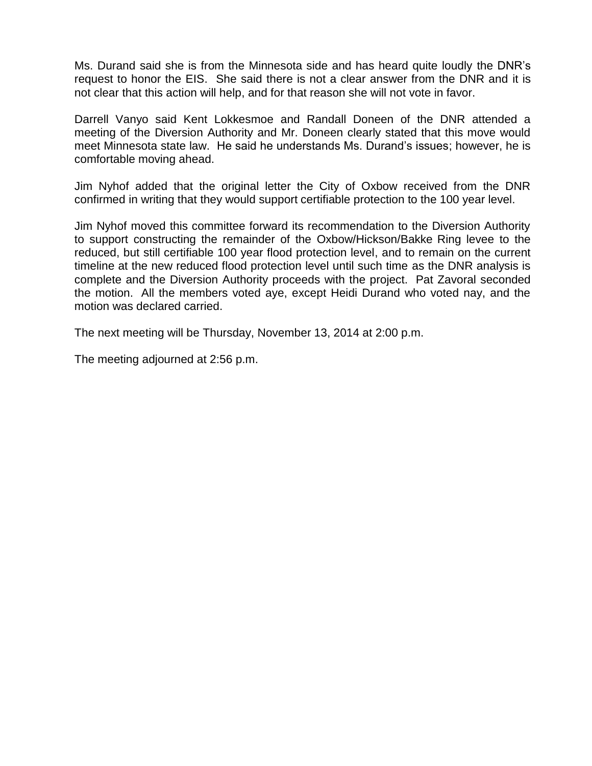Ms. Durand said she is from the Minnesota side and has heard quite loudly the DNR's request to honor the EIS. She said there is not a clear answer from the DNR and it is not clear that this action will help, and for that reason she will not vote in favor.

Darrell Vanyo said Kent Lokkesmoe and Randall Doneen of the DNR attended a meeting of the Diversion Authority and Mr. Doneen clearly stated that this move would meet Minnesota state law. He said he understands Ms. Durand's issues; however, he is comfortable moving ahead.

Jim Nyhof added that the original letter the City of Oxbow received from the DNR confirmed in writing that they would support certifiable protection to the 100 year level.

Jim Nyhof moved this committee forward its recommendation to the Diversion Authority to support constructing the remainder of the Oxbow/Hickson/Bakke Ring levee to the reduced, but still certifiable 100 year flood protection level, and to remain on the current timeline at the new reduced flood protection level until such time as the DNR analysis is complete and the Diversion Authority proceeds with the project. Pat Zavoral seconded the motion. All the members voted aye, except Heidi Durand who voted nay, and the motion was declared carried.

The next meeting will be Thursday, November 13, 2014 at 2:00 p.m.

The meeting adjourned at 2:56 p.m.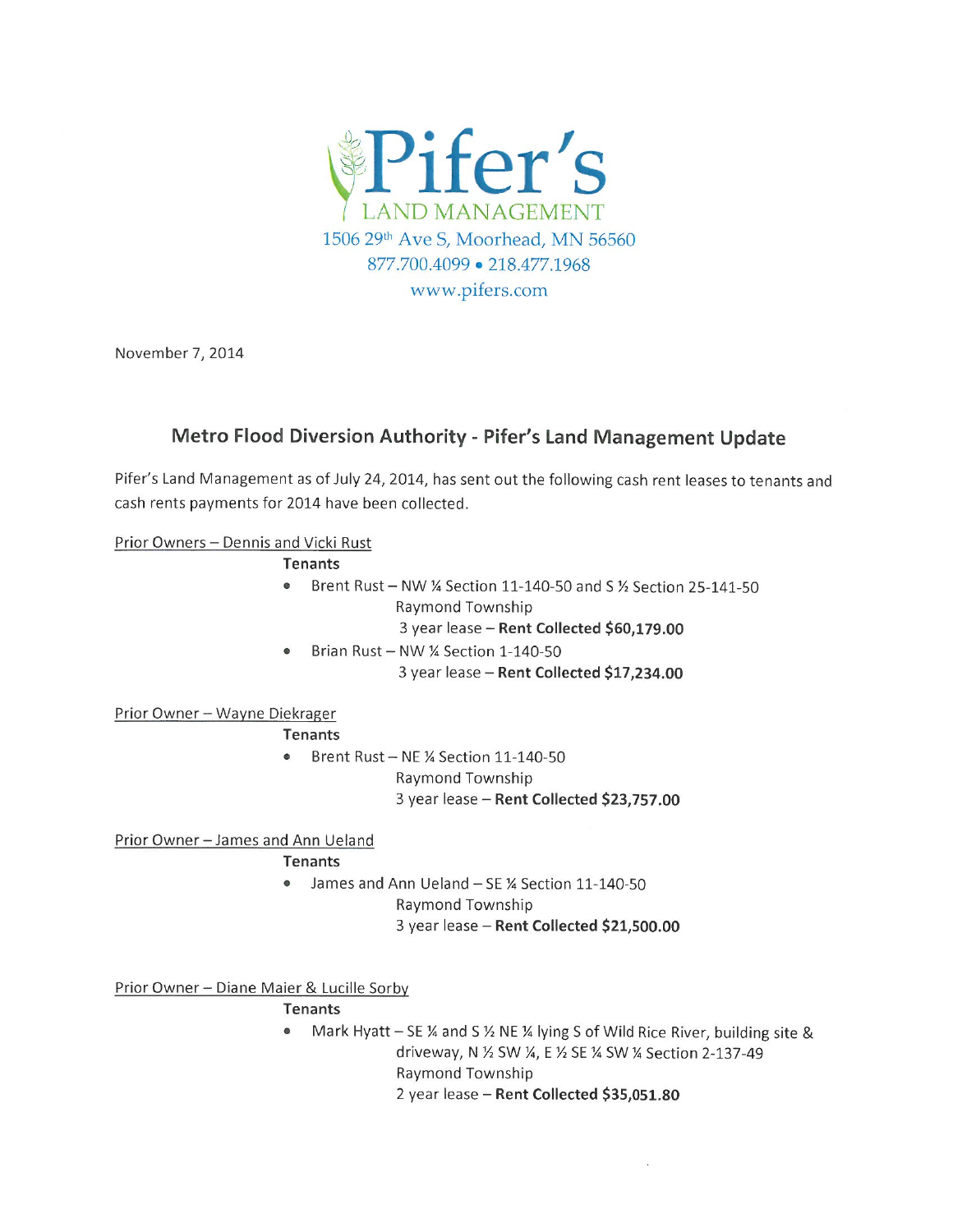# Pifer's

LAND MANAGEMENT

1506 29th Ave S, Moorhead, MN 56560

877.700.4099 • 218.477.1968

www.pifers.com

November 7, 2014

## Metro Flood Diversion Authority - Pifer's Land Management Update

Pifer's Land Management as of July 24, 2014, has sent out the following cash rent leases to tenants and cash rents payments for 2014 have been collected.

Prior Owners – Dennis and Vicki Rust

**Tenants**

- Brent Rust – NW ¼ Section 11-140-50 and S ½ Section 25-141-50
  Raymond Township
  3 year lease – **Rent Collected $60,179.00**
- Brian Rust – NW ¼ Section 1-140-50
  3 year lease – **Rent Collected $17,234.00**

Prior Owner – Wayne Diekrager

**Tenants**

- Brent Rust – NE ¼ Section 11-140-50
  Raymond Township
  3 year lease – **Rent Collected $23,757.00**

Prior Owner – James and Ann Ueland

**Tenants**

- James and Ann Ueland – SE ¼ Section 11-140-50
  Raymond Township
  3 year lease – **Rent Collected $21,500.00**

Prior Owner – Diane Maier & Lucille Sorby

**Tenants**

- Mark Hyatt – SE ¼ and S ½ NE ¼ lying S of Wild Rice River, building site & driveway, N ½ SW ¼, E ½ SE ¼ SW ¼ Section 2-137-49
  Raymond Township
  2 year lease – **Rent Collected $35,051.80**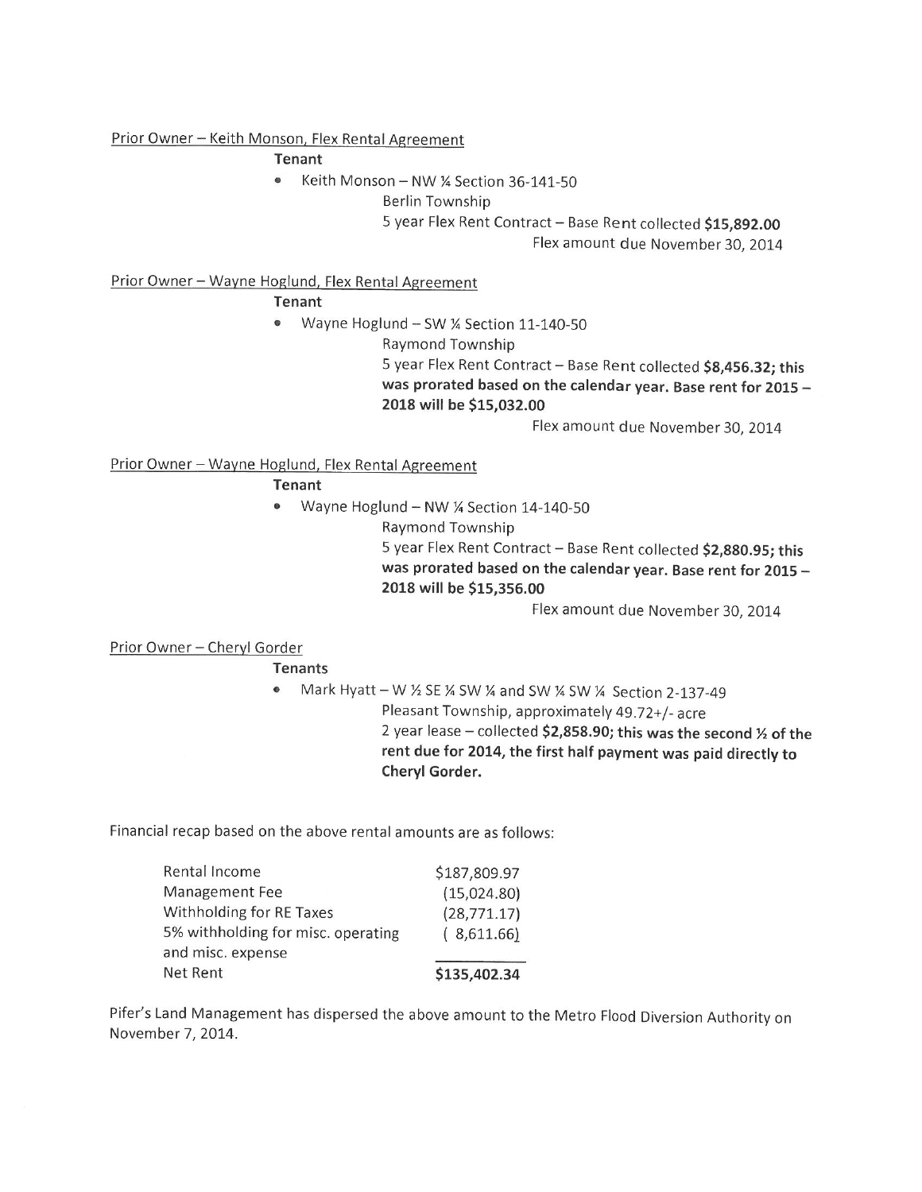Prior Owner – Keith Monson, Flex Rental Agreement

**Tenant**

- Keith Monson – NW ¼ Section 36-141-50
  Berlin Township
  5 year Flex Rent Contract – Base Rent collected **$15,892.00**
  Flex amount due November 30, 2014

Prior Owner – Wayne Hoglund, Flex Rental Agreement

**Tenant**

- Wayne Hoglund – SW ¼ Section 11-140-50
  Raymond Township
  5 year Flex Rent Contract – Base Rent collected **$8,456.32; this was prorated based on the calendar year. Base rent for 2015 – 2018 will be $15,032.00**
  Flex amount due November 30, 2014

Prior Owner – Wayne Hoglund, Flex Rental Agreement

**Tenant**

- Wayne Hoglund – NW ¼ Section 14-140-50
  Raymond Township
  5 year Flex Rent Contract – Base Rent collected **$2,880.95; this was prorated based on the calendar year. Base rent for 2015 – 2018 will be $15,356.00**
  Flex amount due November 30, 2014

Prior Owner – Cheryl Gorder

**Tenants**

- Mark Hyatt – W ½ SE ¼ SW ¼ and SW ¼ SW ¼ Section 2-137-49
  Pleasant Township, approximately 49.72+/- acre
  2 year lease – collected **$2,858.90; this was the second ½ of the rent due for 2014, the first half payment was paid directly to Cheryl Gorder.**

Financial recap based on the above rental amounts are as follows:

| | |
|---|---|
| Rental Income | $187,809.97 |
| Management Fee | (15,024.80) |
| Withholding for RE Taxes | (28,771.17) |
| 5% withholding for misc. operating and misc. expense | ( 8,611.66) |
| Net Rent | **$135,402.34** |

Pifer's Land Management has dispersed the above amount to the Metro Flood Diversion Authority on November 7, 2014.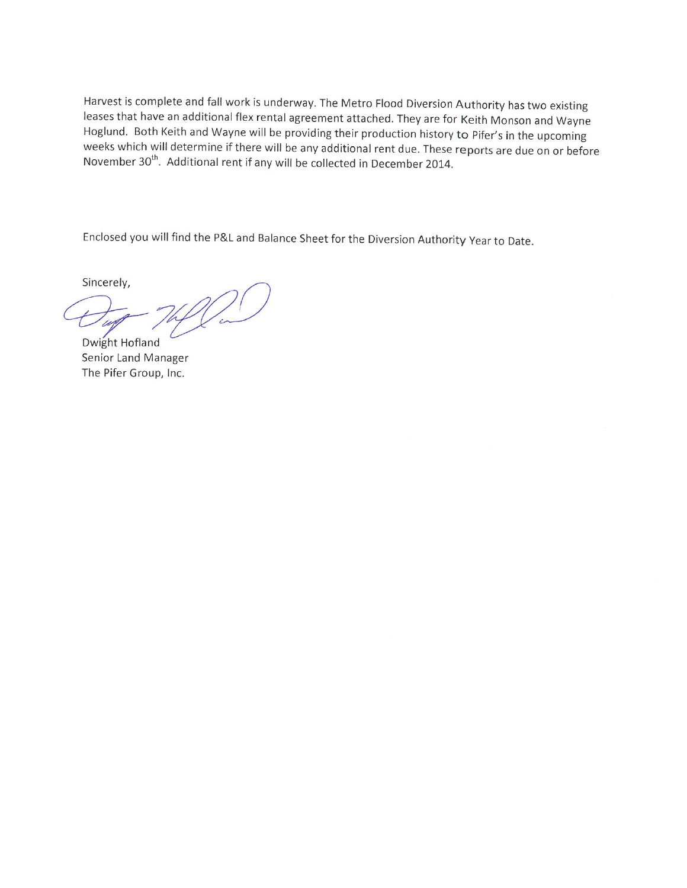Harvest is complete and fall work is underway. The Metro Flood Diversion Authority has two existing leases that have an additional flex rental agreement attached. They are for Keith Monson and Wayne Hoglund. Both Keith and Wayne will be providing their production history to Pifer's in the upcoming weeks which will determine if there will be any additional rent due. These reports are due on or before November 30th. Additional rent if any will be collected in December 2014.

Enclosed you will find the P&L and Balance Sheet for the Diversion Authority Year to Date.

Sincerely,

Dwight Hofland
Senior Land Manager
The Pifer Group, Inc.